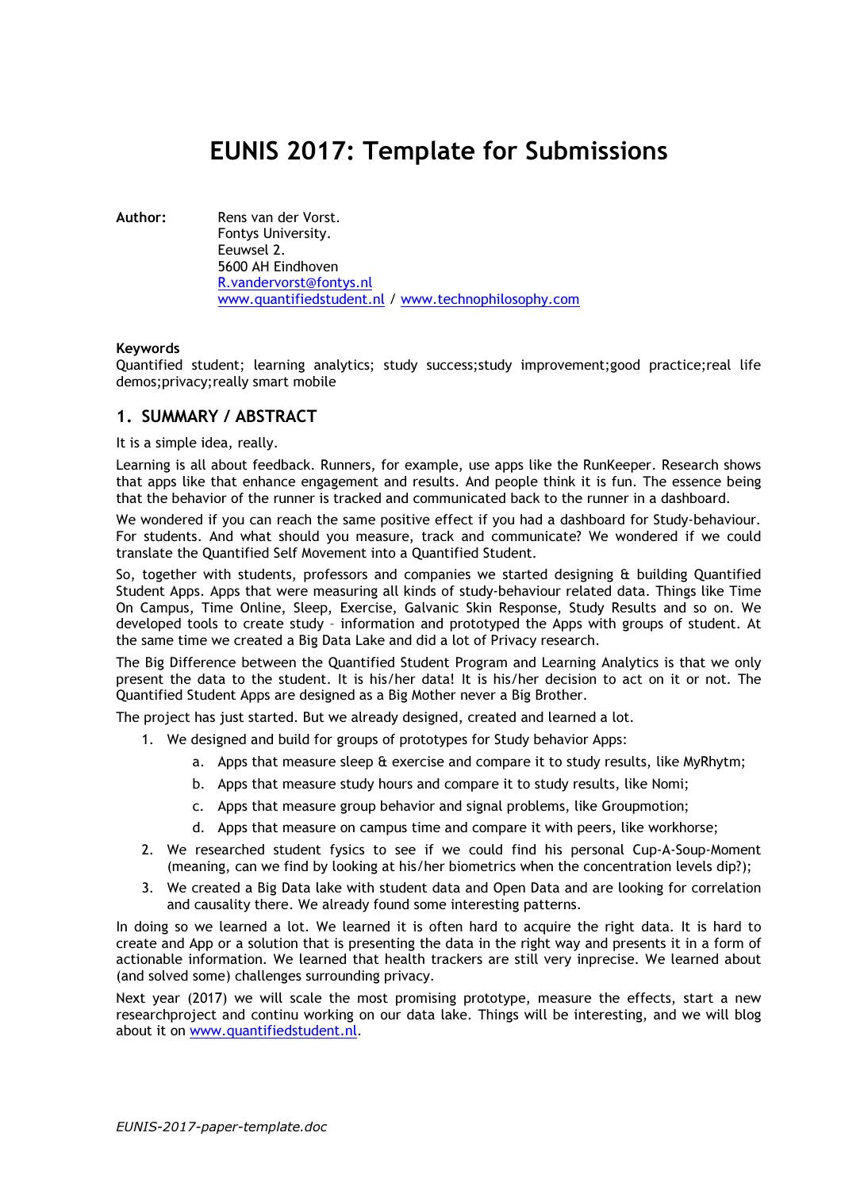# EUNIS 2017: Template for Submissions

**Author:** Rens van der Vorst.
Fontys University.
Eeuwsel 2.
5600 AH Eindhoven
R.vandervorst@fontys.nl
www.quantifiedstudent.nl / www.technophilosophy.com

**Keywords**

Quantified student; learning analytics; study success;study improvement;good practice;real life demos;privacy;really smart mobile

## 1. SUMMARY / ABSTRACT

It is a simple idea, really.

Learning is all about feedback. Runners, for example, use apps like the RunKeeper. Research shows that apps like that enhance engagement and results. And people think it is fun. The essence being that the behavior of the runner is tracked and communicated back to the runner in a dashboard.

We wondered if you can reach the same positive effect if you had a dashboard for Study-behaviour. For students. And what should you measure, track and communicate? We wondered if we could translate the Quantified Self Movement into a Quantified Student.

So, together with students, professors and companies we started designing & building Quantified Student Apps. Apps that were measuring all kinds of study-behaviour related data. Things like Time On Campus, Time Online, Sleep, Exercise, Galvanic Skin Response, Study Results and so on. We developed tools to create study – information and prototyped the Apps with groups of student. At the same time we created a Big Data Lake and did a lot of Privacy research.

The Big Difference between the Quantified Student Program and Learning Analytics is that we only present the data to the student. It is his/her data! It is his/her decision to act on it or not. The Quantified Student Apps are designed as a Big Mother never a Big Brother.

The project has just started. But we already designed, created and learned a lot.

1. We designed and build for groups of prototypes for Study behavior Apps:
    a. Apps that measure sleep & exercise and compare it to study results, like MyRhytm;
    b. Apps that measure study hours and compare it to study results, like Nomi;
    c. Apps that measure group behavior and signal problems, like Groupmotion;
    d. Apps that measure on campus time and compare it with peers, like workhorse;
2. We researched student fysics to see if we could find his personal Cup-A-Soup-Moment (meaning, can we find by looking at his/her biometrics when the concentration levels dip?);
3. We created a Big Data lake with student data and Open Data and are looking for correlation and causality there. We already found some interesting patterns.

In doing so we learned a lot. We learned it is often hard to acquire the right data. It is hard to create and App or a solution that is presenting the data in the right way and presents it in a form of actionable information. We learned that health trackers are still very inprecise. We learned about (and solved some) challenges surrounding privacy.

Next year (2017) we will scale the most promising prototype, measure the effects, start a new researchproject and continu working on our data lake. Things will be interesting, and we will blog about it on www.quantifiedstudent.nl.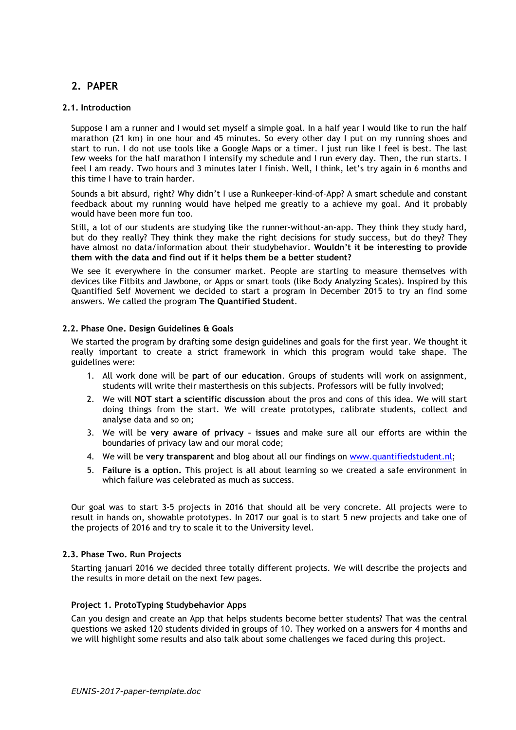## 2. PAPER

### 2.1. Introduction

Suppose I am a runner and I would set myself a simple goal. In a half year I would like to run the half marathon (21 km) in one hour and 45 minutes. So every other day I put on my running shoes and start to run. I do not use tools like a Google Maps or a timer. I just run like I feel is best. The last few weeks for the half marathon I intensify my schedule and I run every day. Then, the run starts. I feel I am ready. Two hours and 3 minutes later I finish. Well, I think, let's try again in 6 months and this time I have to train harder.

Sounds a bit absurd, right? Why didn't I use a Runkeeper-kind-of-App? A smart schedule and constant feedback about my running would have helped me greatly to a achieve my goal. And it probably would have been more fun too.

Still, a lot of our students are studying like the runner-without-an-app. They think they study hard, but do they really? They think they make the right decisions for study success, but do they? They have almost no data/information about their studybehavior. **Wouldn't it be interesting to provide them with the data and find out if it helps them be a better student?**

We see it everywhere in the consumer market. People are starting to measure themselves with devices like Fitbits and Jawbone, or Apps or smart tools (like Body Analyzing Scales). Inspired by this Quantified Self Movement we decided to start a program in December 2015 to try an find some answers. We called the program **The Quantified Student**.

### 2.2. Phase One. Design Guidelines & Goals

We started the program by drafting some design guidelines and goals for the first year. We thought it really important to create a strict framework in which this program would take shape. The guidelines were:

1. All work done will be **part of our education**. Groups of students will work on assignment, students will write their masterthesis on this subjects. Professors will be fully involved;
2. We will **NOT start a scientific discussion** about the pros and cons of this idea. We will start doing things from the start. We will create prototypes, calibrate students, collect and analyse data and so on;
3. We will be **very aware of privacy – issues** and make sure all our efforts are within the boundaries of privacy law and our moral code;
4. We will be **very transparent** and blog about all our findings on [www.quantifiedstudent.nl](www.quantifiedstudent.nl);
5. **Failure is a option.** This project is all about learning so we created a safe environment in which failure was celebrated as much as success.

Our goal was to start 3-5 projects in 2016 that should all be very concrete. All projects were to result in hands on, showable prototypes. In 2017 our goal is to start 5 new projects and take one of the projects of 2016 and try to scale it to the University level.

### 2.3. Phase Two. Run Projects

Starting januari 2016 we decided three totally different projects. We will describe the projects and the results in more detail on the next few pages.

#### Project 1. ProtoTyping Studybehavior Apps

Can you design and create an App that helps students become better students? That was the central questions we asked 120 students divided in groups of 10. They worked on a answers for 4 months and we will highlight some results and also talk about some challenges we faced during this project.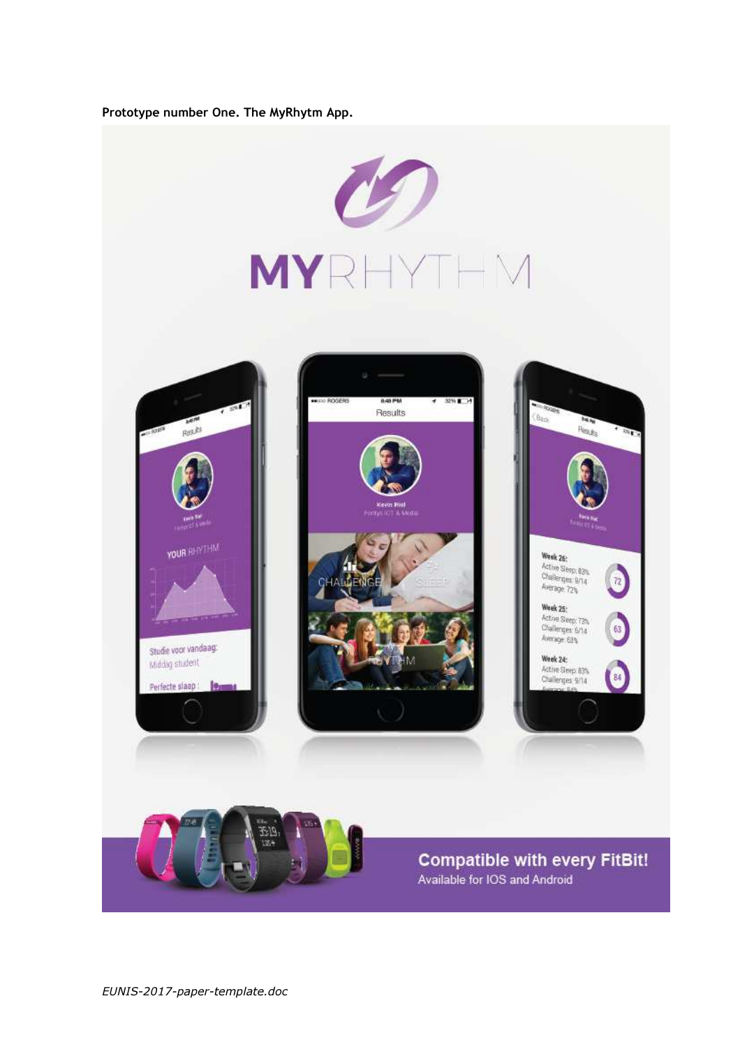**Prototype number One. The MyRhytm App.**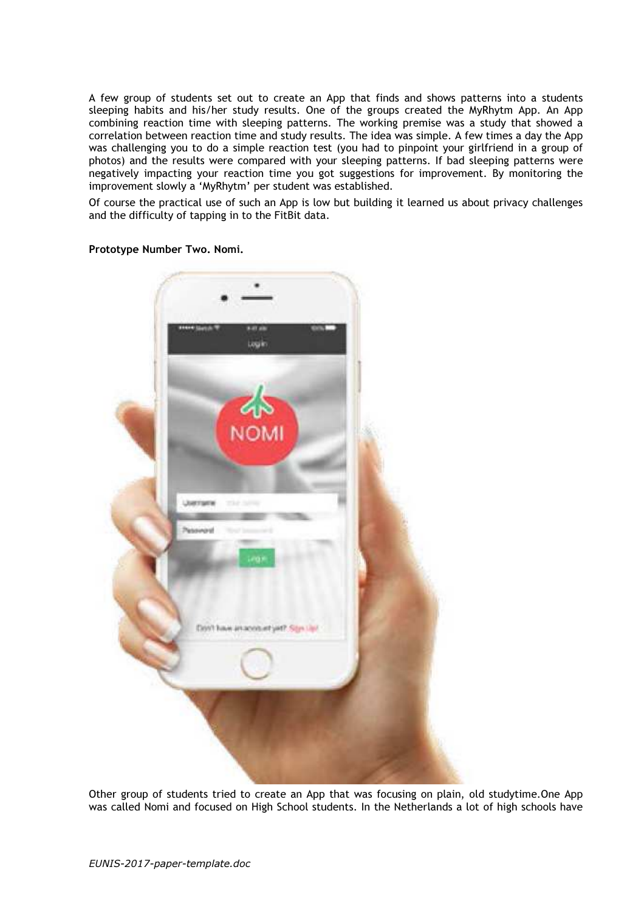A few group of students set out to create an App that finds and shows patterns into a students sleeping habits and his/her study results. One of the groups created the MyRhytm App. An App combining reaction time with sleeping patterns. The working premise was a study that showed a correlation between reaction time and study results. The idea was simple. A few times a day the App was challenging you to do a simple reaction test (you had to pinpoint your girlfriend in a group of photos) and the results were compared with your sleeping patterns. If bad sleeping patterns were negatively impacting your reaction time you got suggestions for improvement. By monitoring the improvement slowly a 'MyRhytm' per student was established.

Of course the practical use of such an App is low but building it learned us about privacy challenges and the difficulty of tapping in to the FitBit data.

**Prototype Number Two. Nomi.**

Other group of students tried to create an App that was focusing on plain, old studytime.One App was called Nomi and focused on High School students. In the Netherlands a lot of high schools have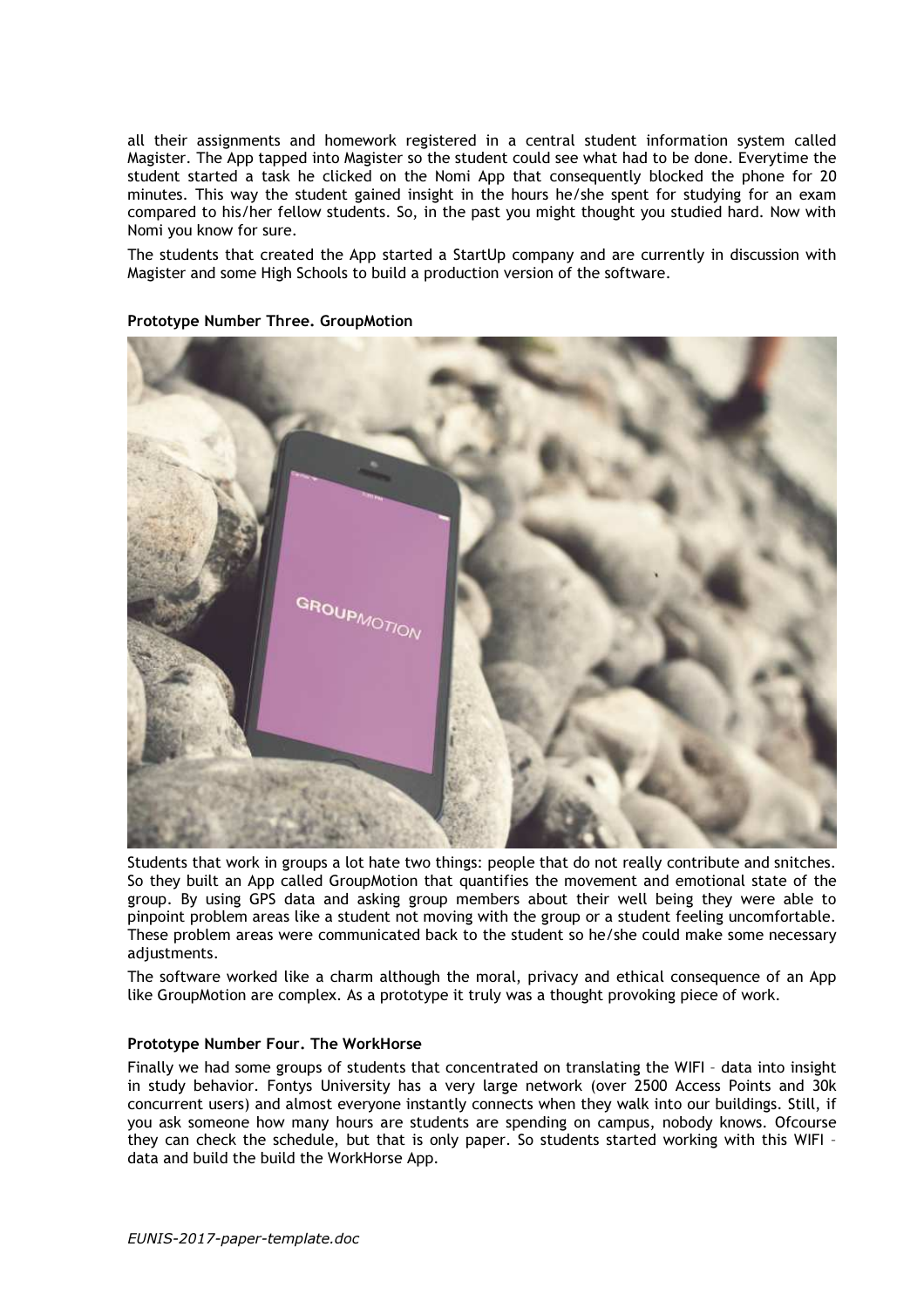all their assignments and homework registered in a central student information system called Magister. The App tapped into Magister so the student could see what had to be done. Everytime the student started a task he clicked on the Nomi App that consequently blocked the phone for 20 minutes. This way the student gained insight in the hours he/she spent for studying for an exam compared to his/her fellow students. So, in the past you might thought you studied hard. Now with Nomi you know for sure.

The students that created the App started a StartUp company and are currently in discussion with Magister and some High Schools to build a production version of the software.

**Prototype Number Three. GroupMotion**

Students that work in groups a lot hate two things: people that do not really contribute and snitches. So they built an App called GroupMotion that quantifies the movement and emotional state of the group. By using GPS data and asking group members about their well being they were able to pinpoint problem areas like a student not moving with the group or a student feeling uncomfortable. These problem areas were communicated back to the student so he/she could make some necessary adjustments.

The software worked like a charm although the moral, privacy and ethical consequence of an App like GroupMotion are complex. As a prototype it truly was a thought provoking piece of work.

**Prototype Number Four. The WorkHorse**

Finally we had some groups of students that concentrated on translating the WIFI – data into insight in study behavior. Fontys University has a very large network (over 2500 Access Points and 30k concurrent users) and almost everyone instantly connects when they walk into our buildings. Still, if you ask someone how many hours are students are spending on campus, nobody knows. Ofcourse they can check the schedule, but that is only paper. So students started working with this WIFI – data and build the build the WorkHorse App.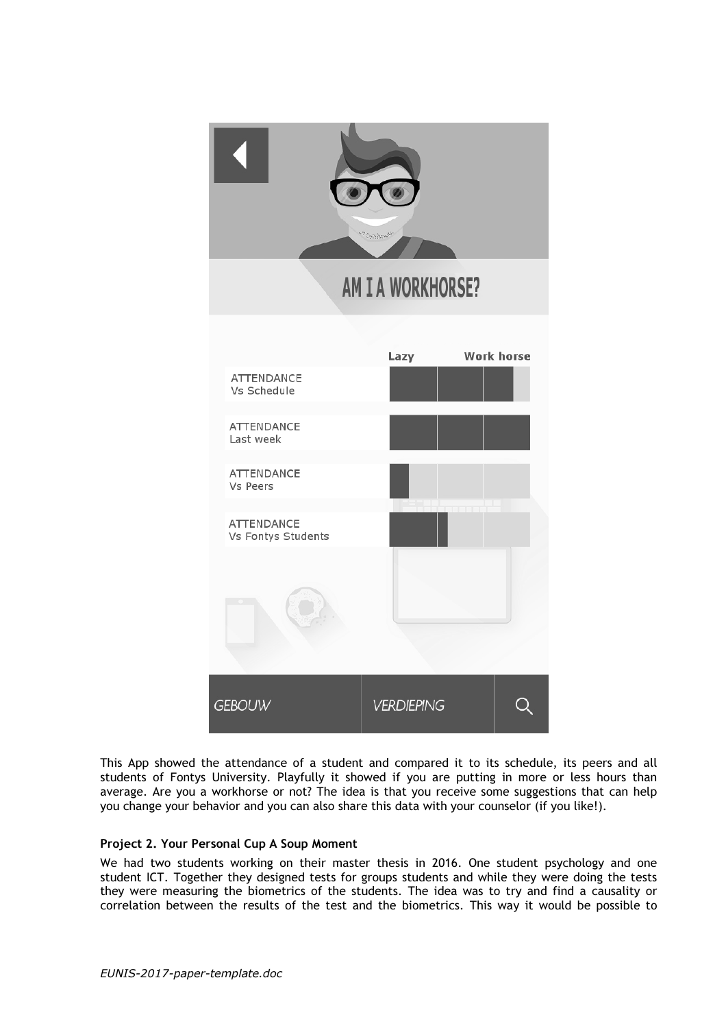This App showed the attendance of a student and compared it to its schedule, its peers and all students of Fontys University. Playfully it showed if you are putting in more or less hours than average. Are you a workhorse or not? The idea is that you receive some suggestions that can help you change your behavior and you can also share this data with your counselor (if you like!).

**Project 2. Your Personal Cup A Soup Moment**

We had two students working on their master thesis in 2016. One student psychology and one student ICT. Together they designed tests for groups students and while they were doing the tests they were measuring the biometrics of the students. The idea was to try and find a causality or correlation between the results of the test and the biometrics. This way it would be possible to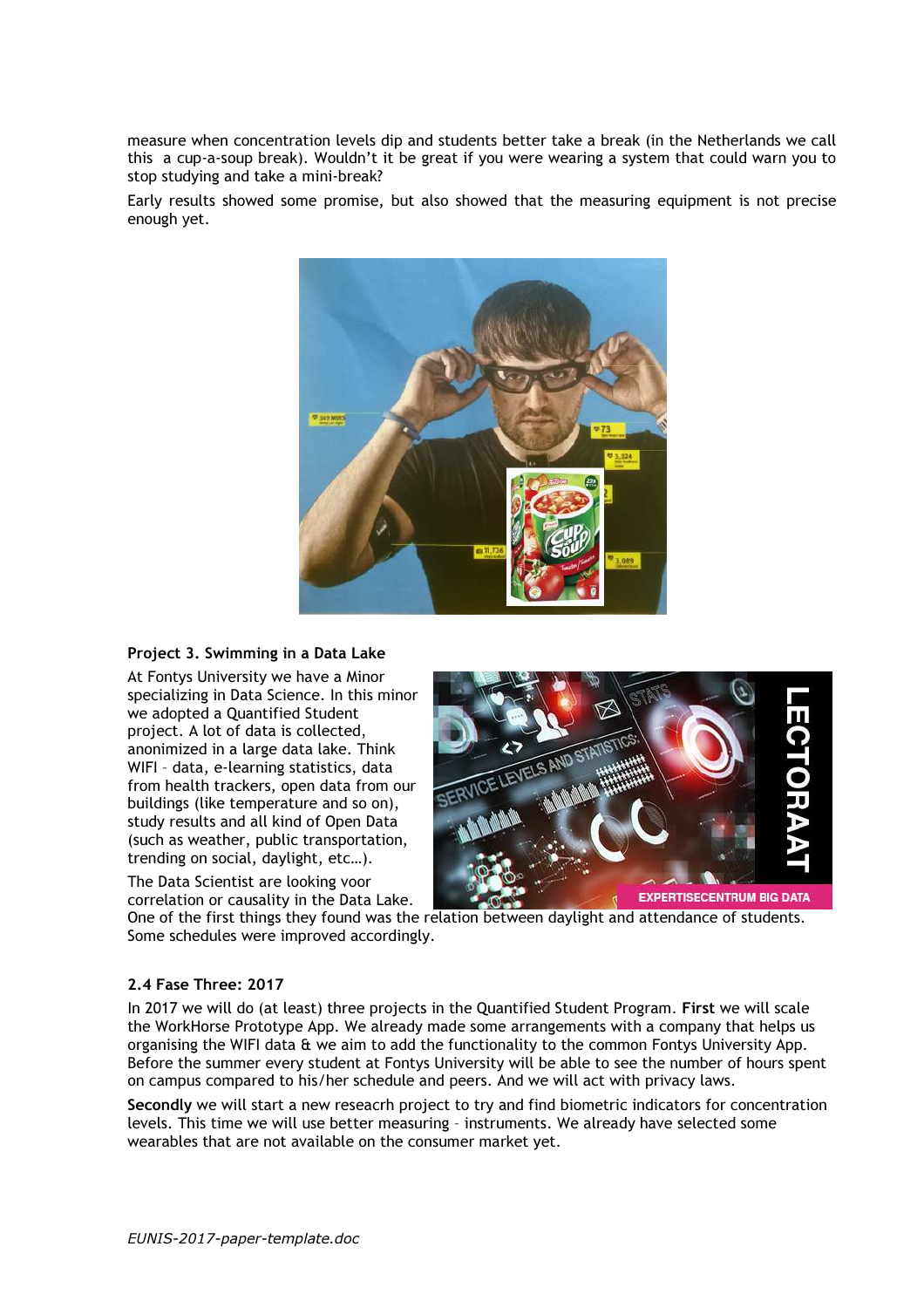measure when concentration levels dip and students better take a break (in the Netherlands we call this a cup-a-soup break). Wouldn't it be great if you were wearing a system that could warn you to stop studying and take a mini-break?

Early results showed some promise, but also showed that the measuring equipment is not precise enough yet.

### Project 3. Swimming in a Data Lake

At Fontys University we have a Minor specializing in Data Science. In this minor we adopted a Quantified Student project. A lot of data is collected, anonimized in a large data lake. Think WIFI - data, e-learning statistics, data from health trackers, open data from our buildings (like temperature and so on), study results and all kind of Open Data (such as weather, public transportation, trending on social, daylight, etc…).

The Data Scientist are looking voor correlation or causality in the Data Lake. One of the first things they found was the relation between daylight and attendance of students. Some schedules were improved accordingly.

### 2.4 Fase Three: 2017

In 2017 we will do (at least) three projects in the Quantified Student Program. **First** we will scale the WorkHorse Prototype App. We already made some arrangements with a company that helps us organising the WIFI data & we aim to add the functionality to the common Fontys University App. Before the summer every student at Fontys University will be able to see the number of hours spent on campus compared to his/her schedule and peers. And we will act with privacy laws.

**Secondly** we will start a new reseacrh project to try and find biometric indicators for concentration levels. This time we will use better measuring - instruments. We already have selected some wearables that are not available on the consumer market yet.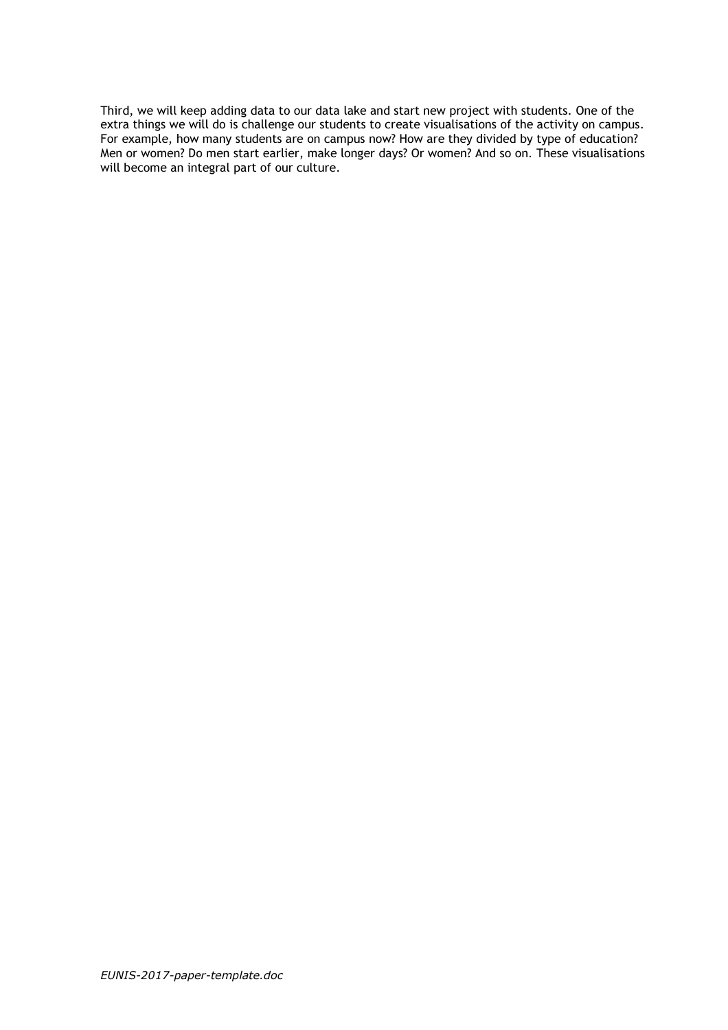Third, we will keep adding data to our data lake and start new project with students. One of the extra things we will do is challenge our students to create visualisations of the activity on campus. For example, how many students are on campus now? How are they divided by type of education? Men or women? Do men start earlier, make longer days? Or women? And so on. These visualisations will become an integral part of our culture.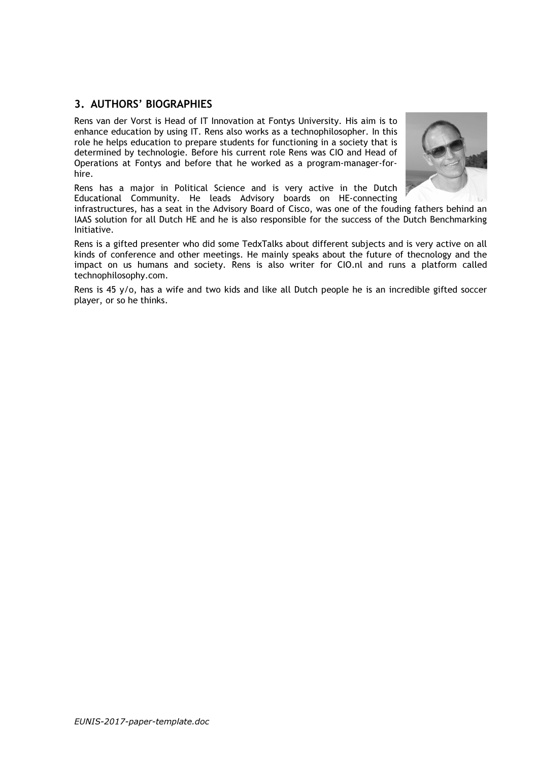## 3. AUTHORS' BIOGRAPHIES

Rens van der Vorst is Head of IT Innovation at Fontys University. His aim is to enhance education by using IT. Rens also works as a technophilosopher. In this role he helps education to prepare students for functioning in a society that is determined by technologie. Before his current role Rens was CIO and Head of Operations at Fontys and before that he worked as a program-manager-for-hire.

Rens has a major in Political Science and is very active in the Dutch Educational Community. He leads Advisory boards on HE-connecting infrastructures, has a seat in the Advisory Board of Cisco, was one of the fouding fathers behind an IAAS solution for all Dutch HE and he is also responsible for the success of the Dutch Benchmarking Initiative.

Rens is a gifted presenter who did some TedxTalks about different subjects and is very active on all kinds of conference and other meetings. He mainly speaks about the future of thecnology and the impact on us humans and society. Rens is also writer for CIO.nl and runs a platform called technophilosophy.com.

Rens is 45 y/o, has a wife and two kids and like all Dutch people he is an incredible gifted soccer player, or so he thinks.